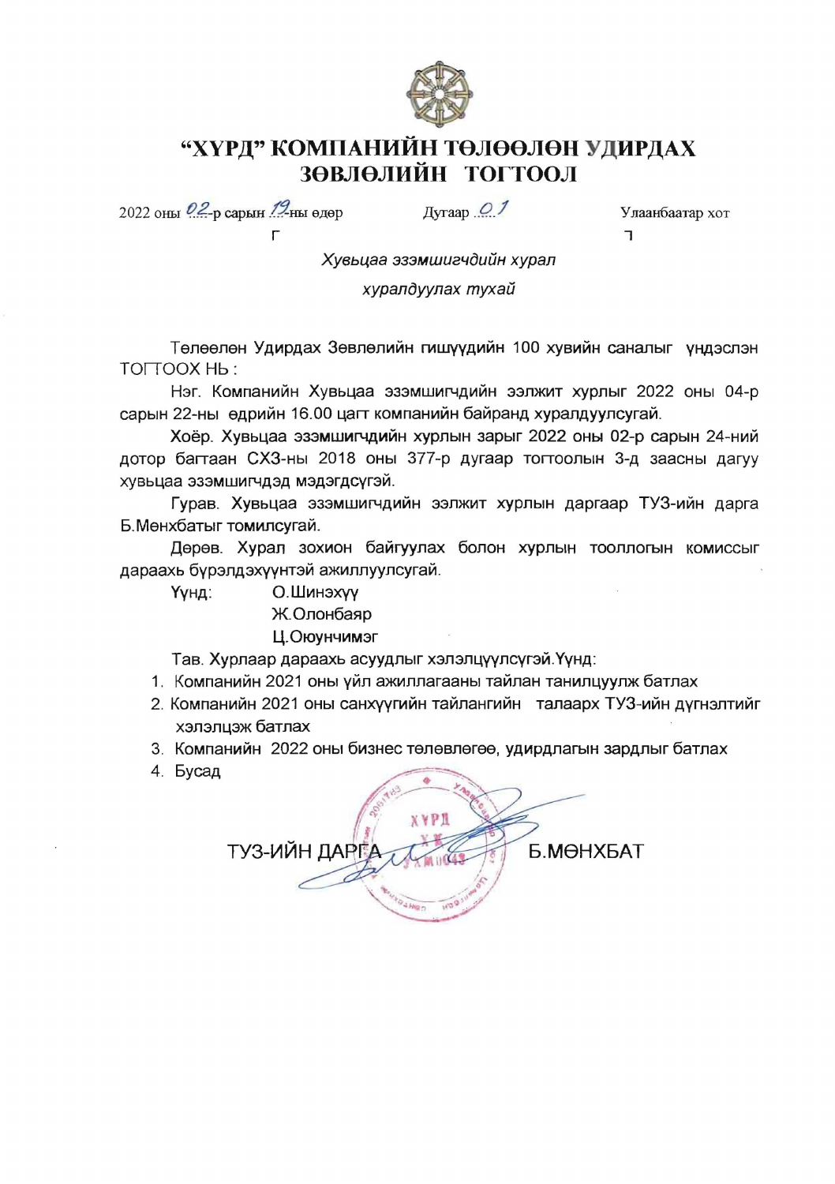# "ХҮРД" КОМПАНИЙН ТӨЛӨӨЛӨН УДИРДАХ ЗӨВЛӨЛИЙН ТОГТООЛ

2022 оны 02-р сарын 19-ны өдөр Дугаар 01 Улаанбаатар хот

*Хувьцаа эзэмшигчдийн хурал хуралдуулах тухай*

Төлөөлөн Удирдах Зөвлөлийн гишүүдийн 100 хувийн саналыг үндэслэн ТОГТООХ НЬ :

Нэг. Компанийн Хувьцаа эзэмшигчдийн ээлжит хурлыг 2022 оны 04-р сарын 22-ны өдрийн 16.00 цагт компанийн байранд хуралдуулсугай.

Хоёр. Хувьцаа эзэмшигчдийн хурлын зарыг 2022 оны 02-р сарын 24-ний дотор багтаан СХЗ-ны 2018 оны 377-р дугаар тогтоолын 3-д заасны дагуу хувьцаа эзэмшигчдэд мэдэгдсүгэй.

Гурав. Хувьцаа эзэмшигчдийн ээлжит хурлын даргаар ТУЗ-ийн дарга Б.Мөнхбатыг томилсугай.

Дөрөв. Хурал зохион байгуулах болон хурлын тооллогын комиссыг дараахь бүрэлдэхүүнтэй ажиллуулсугай.

Үүнд:
- О.Шинэхүү
- Ж.Олонбаяр
- Ц.Оюунчимэг

Тав. Хурлаар дараахь асуудлыг хэлэлцүүлсүгэй.Үүнд:

1. Компанийн 2021 оны үйл ажиллагааны тайлан танилцуулж батлах
2. Компанийн 2021 оны санхүүгийн тайлангийн талаарх ТУЗ-ийн дүгнэлтийг хэлэлцэж батлах
3. Компанийн 2022 оны бизнес төлөвлөгөө, удирдлагын зардлыг батлах
4. Бусад

ТУЗ-ИЙН ДАРГА Б.МӨНХБАТ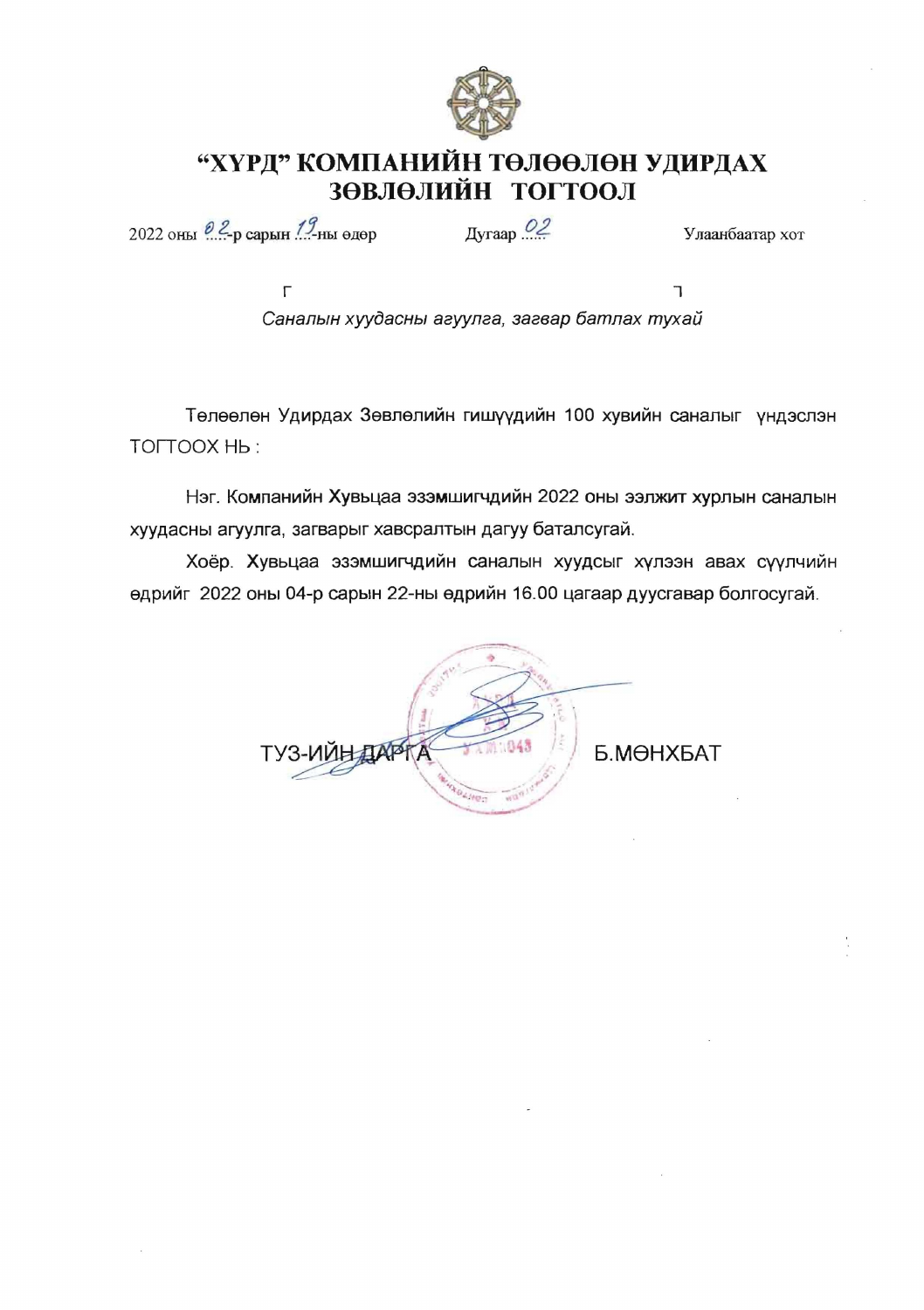# "ХҮРД" КОМПАНИЙН ТӨЛӨӨЛӨН УДИРДАХ ЗӨВЛӨЛИЙН ТОГТООЛ

2022 оны 02-р сарын 19-ны өдөр Дугаар 02 Улаанбаатар хот

*Саналын хуудасны агуулга, загвар батлах тухай*

Төлөөлөн Удирдах Зөвлөлийн гишүүдийн 100 хувийн саналыг үндэслэн ТОГТООХ НЬ:

Нэг. Компанийн Хувьцаа эзэмшигчдийн 2022 оны ээлжит хурлын саналын хуудасны агуулга, загварыг хавсралтын дагуу баталсугай.

Хоёр. Хувьцаа эзэмшигчдийн саналын хуудсыг хүлээн авах сүүлчийн өдрийг 2022 оны 04-р сарын 22-ны өдрийн 16.00 цагаар дуусгавар болгосугай.

ТУЗ-ИЙН ДАРГА Б.МӨНХБАТ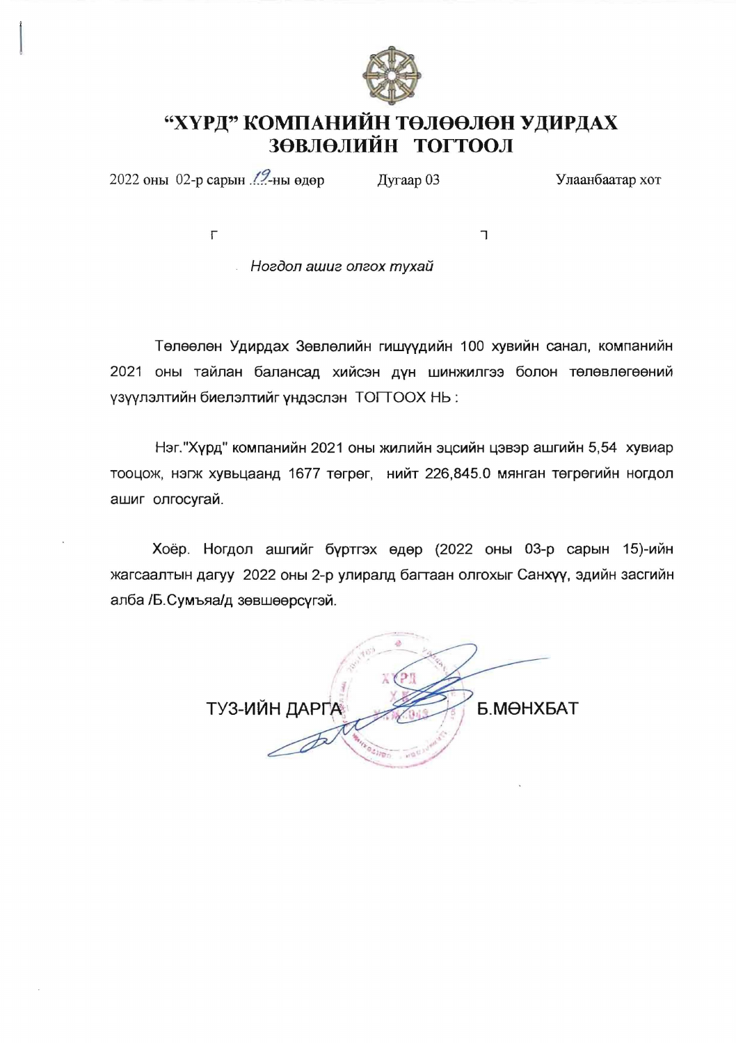# “ХҮРД” КОМПАНИЙН ТӨЛӨӨЛӨН УДИРДАХ ЗӨВЛӨЛИЙН ТОГТООЛ

2022 оны 02-р сарын 19-ны өдөр　　　Дугаар 03　　　Улаанбаатар хот

*Ногдол ашиг олгох тухай*

Төлөөлөн Удирдах Зөвлөлийн гишүүдийн 100 хувийн санал, компанийн 2021 оны тайлан балансад хийсэн дүн шинжилгээ болон төлөвлөгөөний үзүүлэлтийн биелэлтийг үндэслэн ТОГТООХ НЬ :

Нэг."Хүрд" компанийн 2021 оны жилийн эцсийн цэвэр ашгийн 5,54 хувиар тооцож, нэгж хувьцаанд 1677 төгрөг, нийт 226,845.0 мянган төгрөгийн ногдол ашиг олгосугай.

Хоёр. Ногдол ашгийг бүртгэх өдөр (2022 оны 03-р сарын 15)-ийн жагсаалтын дагуу 2022 оны 2-р улиралд багтаан олгохыг Санхүү, эдийн засгийн алба /Б.Сумъяа/д зөвшөөрсүгэй.

ТУЗ-ИЙН ДАРГА　　　Б.МӨНХБАТ